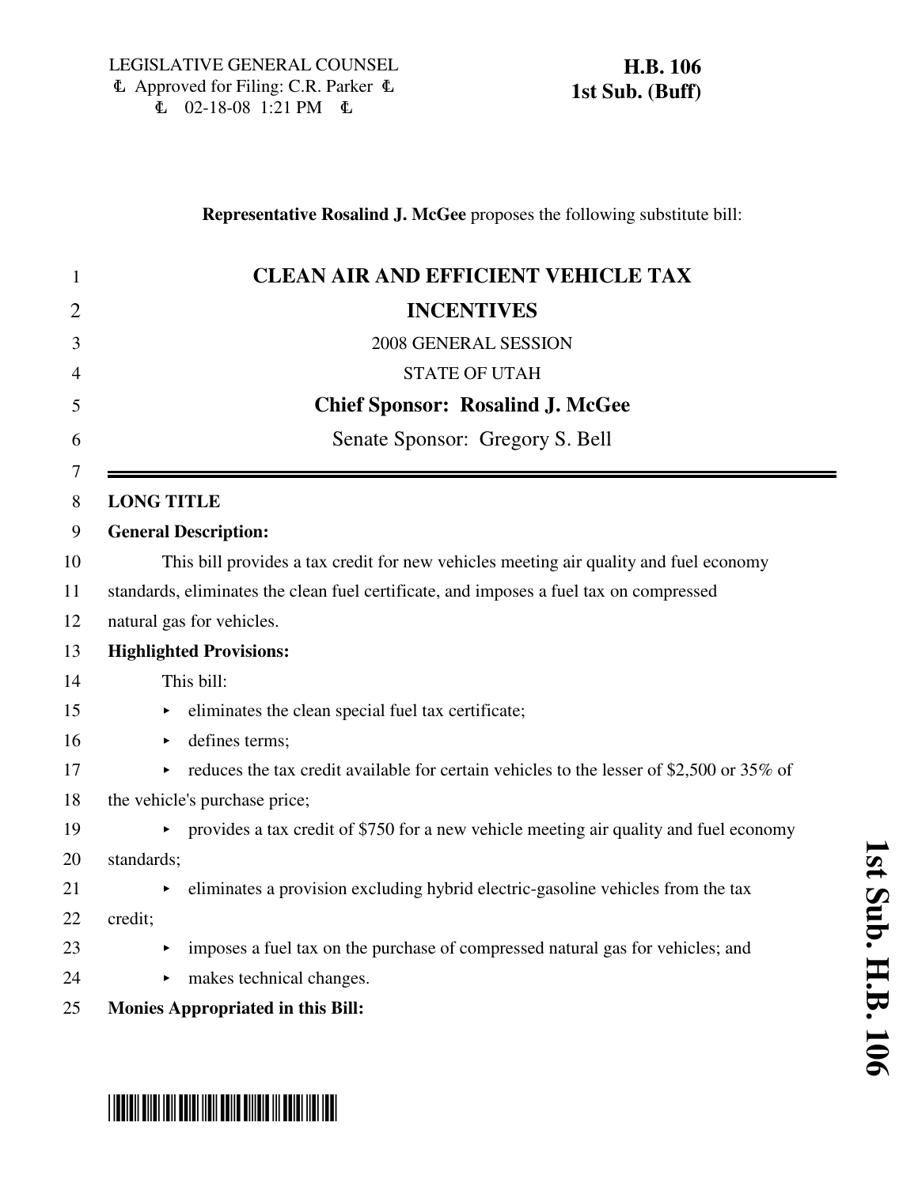LEGISLATIVE GENERAL COUNSEL
Approved for Filing: C.R. Parker
02-18-08 1:21 PM

**H.B. 106**
**1st Sub. (Buff)**

**Representative Rosalind J. McGee** proposes the following substitute bill:

# CLEAN AIR AND EFFICIENT VEHICLE TAX INCENTIVES

2008 GENERAL SESSION

STATE OF UTAH

**Chief Sponsor: Rosalind J. McGee**

Senate Sponsor: Gregory S. Bell

**LONG TITLE**

**General Description:**

This bill provides a tax credit for new vehicles meeting air quality and fuel economy standards, eliminates the clean fuel certificate, and imposes a fuel tax on compressed natural gas for vehicles.

**Highlighted Provisions:**

This bill:

- eliminates the clean special fuel tax certificate;
- defines terms;
- reduces the tax credit available for certain vehicles to the lesser of $2,500 or 35% of the vehicle's purchase price;
- provides a tax credit of $750 for a new vehicle meeting air quality and fuel economy standards;
- eliminates a provision excluding hybrid electric-gasoline vehicles from the tax credit;
- imposes a fuel tax on the purchase of compressed natural gas for vehicles; and
- makes technical changes.

**Monies Appropriated in this Bill:**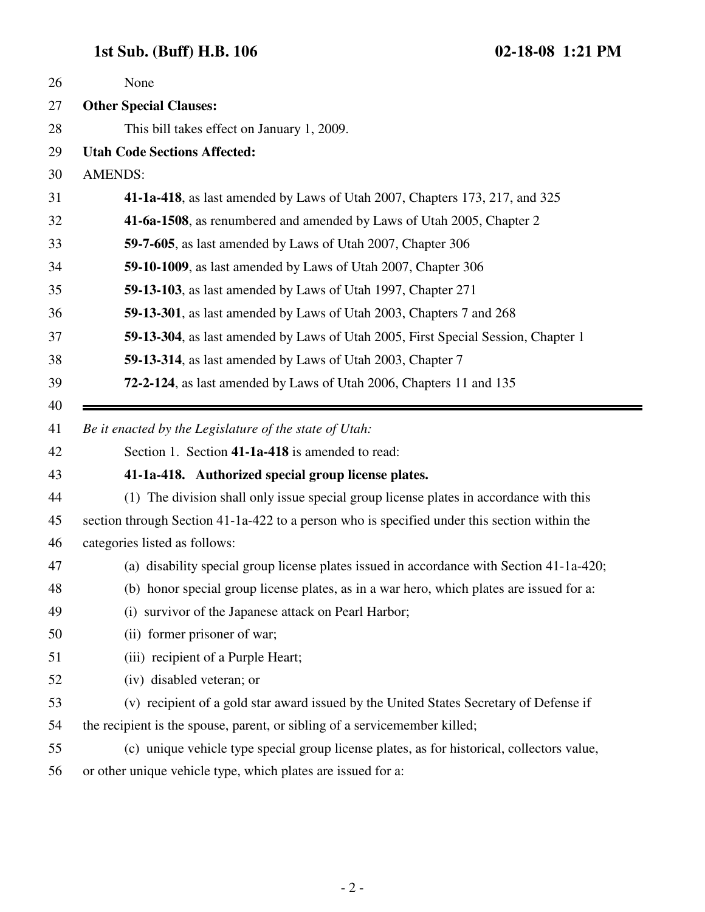None

**Other Special Clauses:**

This bill takes effect on January 1, 2009.

**Utah Code Sections Affected:**

AMENDS:

**41-1a-418**, as last amended by Laws of Utah 2007, Chapters 173, 217, and 325

**41-6a-1508**, as renumbered and amended by Laws of Utah 2005, Chapter 2

**59-7-605**, as last amended by Laws of Utah 2007, Chapter 306

**59-10-1009**, as last amended by Laws of Utah 2007, Chapter 306

**59-13-103**, as last amended by Laws of Utah 1997, Chapter 271

**59-13-301**, as last amended by Laws of Utah 2003, Chapters 7 and 268

**59-13-304**, as last amended by Laws of Utah 2005, First Special Session, Chapter 1

**59-13-314**, as last amended by Laws of Utah 2003, Chapter 7

**72-2-124**, as last amended by Laws of Utah 2006, Chapters 11 and 135

---

*Be it enacted by the Legislature of the state of Utah:*

Section 1. Section **41-1a-418** is amended to read:

**41-1a-418. Authorized special group license plates.**

(1) The division shall only issue special group license plates in accordance with this section through Section 41-1a-422 to a person who is specified under this section within the categories listed as follows:

(a) disability special group license plates issued in accordance with Section 41-1a-420;

(b) honor special group license plates, as in a war hero, which plates are issued for a:

(i) survivor of the Japanese attack on Pearl Harbor;

(ii) former prisoner of war;

(iii) recipient of a Purple Heart;

(iv) disabled veteran; or

(v) recipient of a gold star award issued by the United States Secretary of Defense if the recipient is the spouse, parent, or sibling of a servicemember killed;

(c) unique vehicle type special group license plates, as for historical, collectors value, or other unique vehicle type, which plates are issued for a: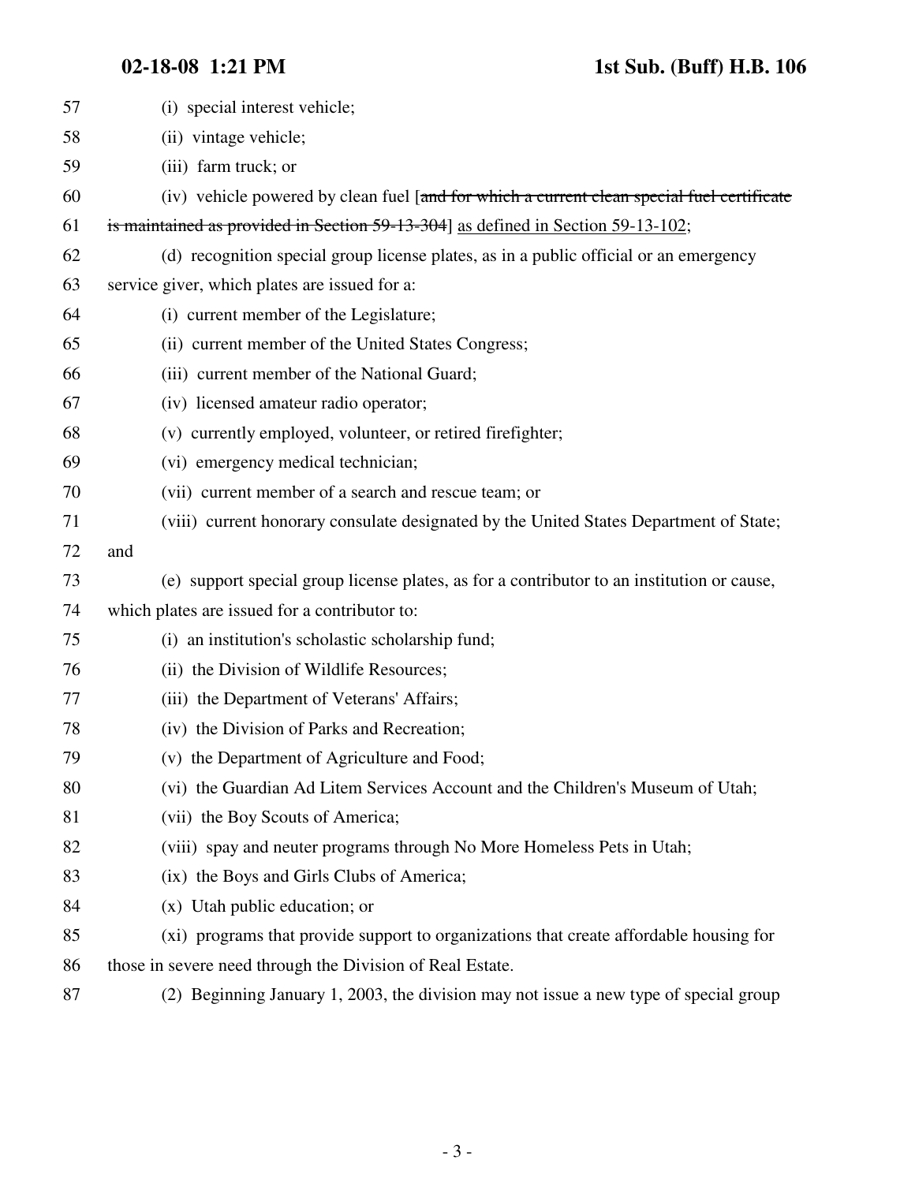57 (i) special interest vehicle;

58 (ii) vintage vehicle;

59 (iii) farm truck; or

60 (iv) vehicle powered by clean fuel [~~and for which a current clean special fuel certificate~~

61 ~~is maintained as provided in Section 59-13-304~~] as defined in Section 59-13-102;

62 (d) recognition special group license plates, as in a public official or an emergency

63 service giver, which plates are issued for a:

64 (i) current member of the Legislature;

65 (ii) current member of the United States Congress;

66 (iii) current member of the National Guard;

67 (iv) licensed amateur radio operator;

68 (v) currently employed, volunteer, or retired firefighter;

69 (vi) emergency medical technician;

70 (vii) current member of a search and rescue team; or

71 (viii) current honorary consulate designated by the United States Department of State;

72 and

73 (e) support special group license plates, as for a contributor to an institution or cause,

74 which plates are issued for a contributor to:

75 (i) an institution's scholastic scholarship fund;

76 (ii) the Division of Wildlife Resources;

77 (iii) the Department of Veterans' Affairs;

78 (iv) the Division of Parks and Recreation;

79 (v) the Department of Agriculture and Food;

80 (vi) the Guardian Ad Litem Services Account and the Children's Museum of Utah;

81 (vii) the Boy Scouts of America;

82 (viii) spay and neuter programs through No More Homeless Pets in Utah;

83 (ix) the Boys and Girls Clubs of America;

84 (x) Utah public education; or

85 (xi) programs that provide support to organizations that create affordable housing for

86 those in severe need through the Division of Real Estate.

87 (2) Beginning January 1, 2003, the division may not issue a new type of special group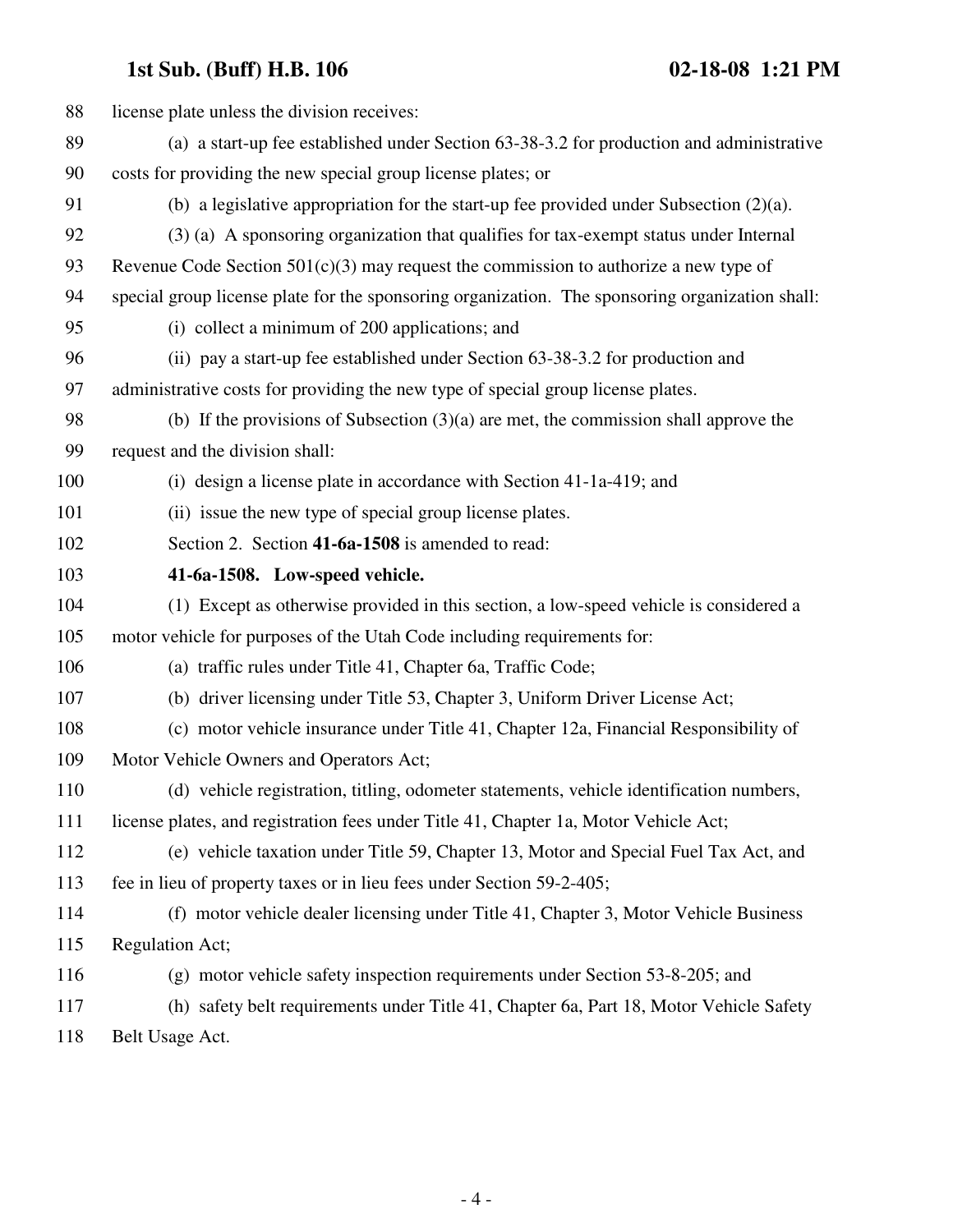license plate unless the division receives:

(a) a start-up fee established under Section 63-38-3.2 for production and administrative costs for providing the new special group license plates; or

(b) a legislative appropriation for the start-up fee provided under Subsection (2)(a).

(3) (a) A sponsoring organization that qualifies for tax-exempt status under Internal Revenue Code Section 501(c)(3) may request the commission to authorize a new type of special group license plate for the sponsoring organization. The sponsoring organization shall:

(i) collect a minimum of 200 applications; and

(ii) pay a start-up fee established under Section 63-38-3.2 for production and administrative costs for providing the new type of special group license plates.

(b) If the provisions of Subsection (3)(a) are met, the commission shall approve the request and the division shall:

(i) design a license plate in accordance with Section 41-1a-419; and

(ii) issue the new type of special group license plates.

Section 2. Section **41-6a-1508** is amended to read:

**41-6a-1508. Low-speed vehicle.**

(1) Except as otherwise provided in this section, a low-speed vehicle is considered a motor vehicle for purposes of the Utah Code including requirements for:

(a) traffic rules under Title 41, Chapter 6a, Traffic Code;

(b) driver licensing under Title 53, Chapter 3, Uniform Driver License Act;

(c) motor vehicle insurance under Title 41, Chapter 12a, Financial Responsibility of Motor Vehicle Owners and Operators Act;

(d) vehicle registration, titling, odometer statements, vehicle identification numbers, license plates, and registration fees under Title 41, Chapter 1a, Motor Vehicle Act;

(e) vehicle taxation under Title 59, Chapter 13, Motor and Special Fuel Tax Act, and fee in lieu of property taxes or in lieu fees under Section 59-2-405;

(f) motor vehicle dealer licensing under Title 41, Chapter 3, Motor Vehicle Business Regulation Act;

(g) motor vehicle safety inspection requirements under Section 53-8-205; and

(h) safety belt requirements under Title 41, Chapter 6a, Part 18, Motor Vehicle Safety Belt Usage Act.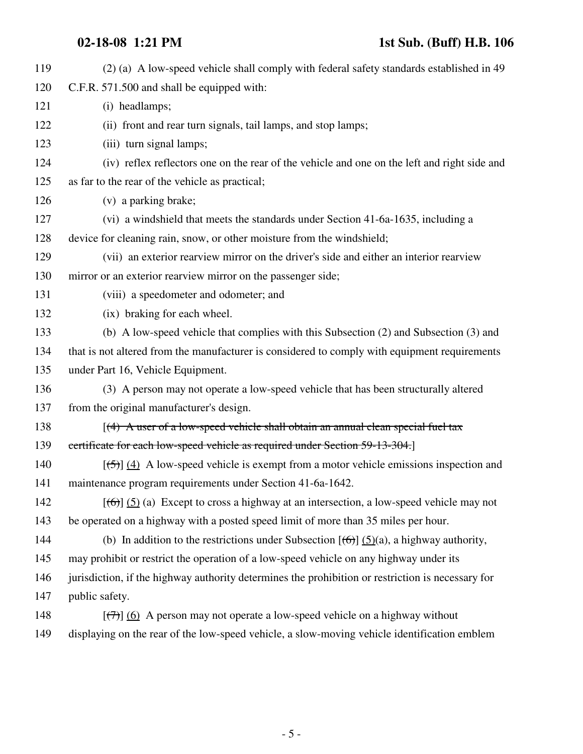(2) (a) A low-speed vehicle shall comply with federal safety standards established in 49 C.F.R. 571.500 and shall be equipped with:

(i) headlamps;

(ii) front and rear turn signals, tail lamps, and stop lamps;

(iii) turn signal lamps;

(iv) reflex reflectors one on the rear of the vehicle and one on the left and right side and as far to the rear of the vehicle as practical;

(v) a parking brake;

(vi) a windshield that meets the standards under Section 41-6a-1635, including a device for cleaning rain, snow, or other moisture from the windshield;

(vii) an exterior rearview mirror on the driver's side and either an interior rearview mirror or an exterior rearview mirror on the passenger side;

(viii) a speedometer and odometer; and

(ix) braking for each wheel.

(b) A low-speed vehicle that complies with this Subsection (2) and Subsection (3) and that is not altered from the manufacturer is considered to comply with equipment requirements under Part 16, Vehicle Equipment.

(3) A person may not operate a low-speed vehicle that has been structurally altered from the original manufacturer's design.

[~~(4) A user of a low-speed vehicle shall obtain an annual clean special fuel tax certificate for each low-speed vehicle as required under Section 59-13-304.~~]

[~~(5)~~] <u>(4)</u> A low-speed vehicle is exempt from a motor vehicle emissions inspection and maintenance program requirements under Section 41-6a-1642.

[~~(6)~~] <u>(5)</u> (a) Except to cross a highway at an intersection, a low-speed vehicle may not be operated on a highway with a posted speed limit of more than 35 miles per hour.

(b) In addition to the restrictions under Subsection [~~(6)~~] <u>(5)</u>(a), a highway authority, may prohibit or restrict the operation of a low-speed vehicle on any highway under its jurisdiction, if the highway authority determines the prohibition or restriction is necessary for public safety.

[~~(7)~~] <u>(6)</u> A person may not operate a low-speed vehicle on a highway without displaying on the rear of the low-speed vehicle, a slow-moving vehicle identification emblem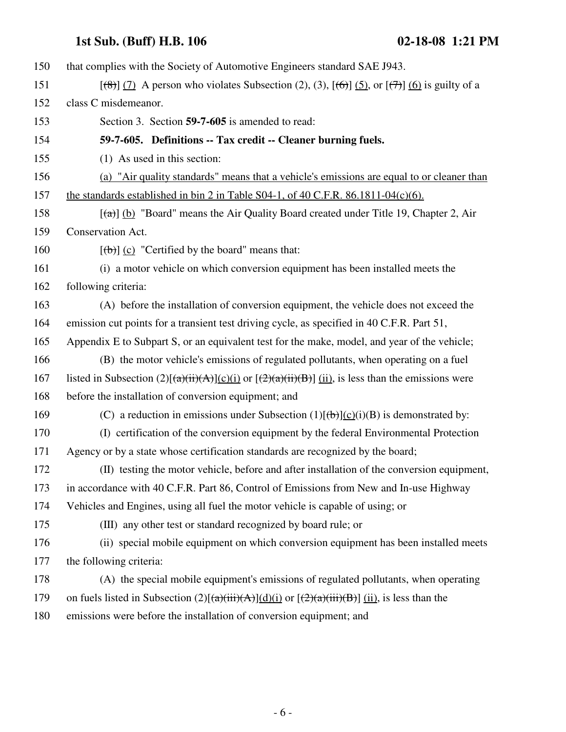150 that complies with the Society of Automotive Engineers standard SAE J943.

151 [~~(8)~~] (7) A person who violates Subsection (2), (3), [~~(6)~~] (5), or [~~(7)~~] (6) is guilty of a

152 class C misdemeanor.

153 Section 3. Section **59-7-605** is amended to read:

154 **59-7-605. Definitions -- Tax credit -- Cleaner burning fuels.**

155 (1) As used in this section:

156 (a) "Air quality standards" means that a vehicle's emissions are equal to or cleaner than

157 the standards established in bin 2 in Table S04-1, of 40 C.F.R. 86.1811-04(c)(6).

158 [~~(a)~~] (b) "Board" means the Air Quality Board created under Title 19, Chapter 2, Air

159 Conservation Act.

160 [~~(b)~~] (c) "Certified by the board" means that:

161 (i) a motor vehicle on which conversion equipment has been installed meets the

162 following criteria:

163 (A) before the installation of conversion equipment, the vehicle does not exceed the

164 emission cut points for a transient test driving cycle, as specified in 40 C.F.R. Part 51,

165 Appendix E to Subpart S, or an equivalent test for the make, model, and year of the vehicle;

166 (B) the motor vehicle's emissions of regulated pollutants, when operating on a fuel

167 listed in Subsection (2)[~~(a)(ii)(A)~~](c)(i) or [~~(2)(a)(ii)(B)~~] (ii), is less than the emissions were

168 before the installation of conversion equipment; and

169 (C) a reduction in emissions under Subsection (1)[~~(b)~~](c)(i)(B) is demonstrated by:

170 (I) certification of the conversion equipment by the federal Environmental Protection

171 Agency or by a state whose certification standards are recognized by the board;

172 (II) testing the motor vehicle, before and after installation of the conversion equipment,

173 in accordance with 40 C.F.R. Part 86, Control of Emissions from New and In-use Highway

174 Vehicles and Engines, using all fuel the motor vehicle is capable of using; or

175 (III) any other test or standard recognized by board rule; or

176 (ii) special mobile equipment on which conversion equipment has been installed meets

177 the following criteria:

178 (A) the special mobile equipment's emissions of regulated pollutants, when operating

179 on fuels listed in Subsection (2)[~~(a)(iii)(A)~~](d)(i) or [~~(2)(a)(iii)(B)~~] (ii), is less than the

180 emissions were before the installation of conversion equipment; and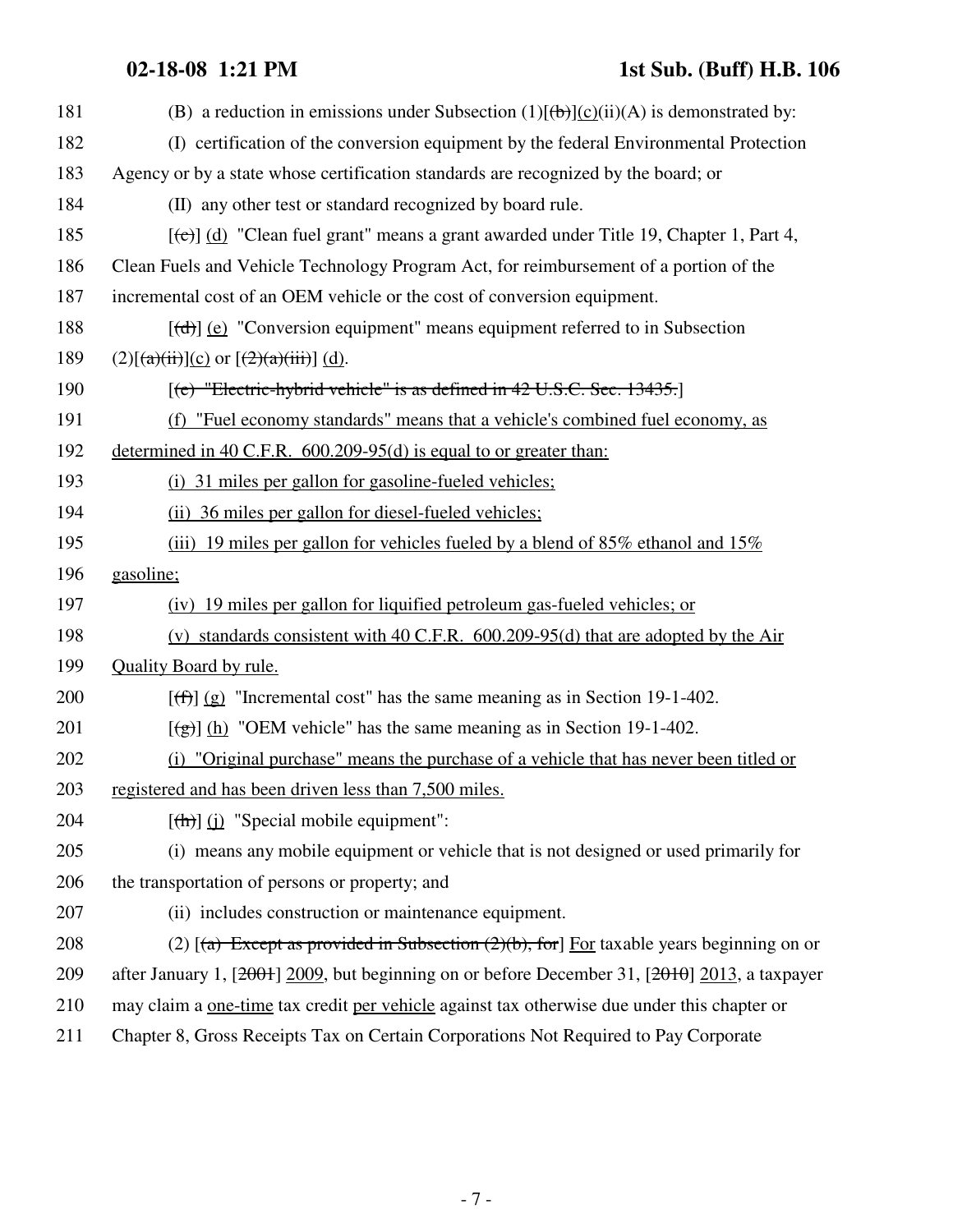181 (B) a reduction in emissions under Subsection (1)[~~(b)~~]<u>(c)</u>(ii)(A) is demonstrated by:

182 (I) certification of the conversion equipment by the federal Environmental Protection

183 Agency or by a state whose certification standards are recognized by the board; or

184 (II) any other test or standard recognized by board rule.

185 [~~(c)~~] <u>(d)</u> "Clean fuel grant" means a grant awarded under Title 19, Chapter 1, Part 4,

186 Clean Fuels and Vehicle Technology Program Act, for reimbursement of a portion of the

187 incremental cost of an OEM vehicle or the cost of conversion equipment.

188 [~~(d)~~] <u>(e)</u> "Conversion equipment" means equipment referred to in Subsection

189 (2)[~~(a)(ii)~~]<u>(c)</u> or [~~(2)(a)(iii)~~] <u>(d)</u>.

190 [~~(e) "Electric-hybrid vehicle" is as defined in 42 U.S.C. Sec. 13435.~~]

191 <u>(f) "Fuel economy standards" means that a vehicle's combined fuel economy, as</u>

192 <u>determined in 40 C.F.R. 600.209-95(d) is equal to or greater than:</u>

193 <u>(i) 31 miles per gallon for gasoline-fueled vehicles;</u>

194 <u>(ii) 36 miles per gallon for diesel-fueled vehicles;</u>

195 <u>(iii) 19 miles per gallon for vehicles fueled by a blend of 85% ethanol and 15%</u>

196 <u>gasoline;</u>

197 <u>(iv) 19 miles per gallon for liquified petroleum gas-fueled vehicles; or</u>

198 <u>(v) standards consistent with 40 C.F.R. 600.209-95(d) that are adopted by the Air</u>

199 <u>Quality Board by rule.</u>

200 [~~(f)~~] <u>(g)</u> "Incremental cost" has the same meaning as in Section 19-1-402.

201 [~~(g)~~] <u>(h)</u> "OEM vehicle" has the same meaning as in Section 19-1-402.

202 <u>(i) "Original purchase" means the purchase of a vehicle that has never been titled or</u>

203 <u>registered and has been driven less than 7,500 miles.</u>

204 [~~(h)~~] <u>(j)</u> "Special mobile equipment":

205 (i) means any mobile equipment or vehicle that is not designed or used primarily for

206 the transportation of persons or property; and

207 (ii) includes construction or maintenance equipment.

208 (2) [~~(a) Except as provided in Subsection (2)(b), for~~] <u>For</u> taxable years beginning on or

209 after January 1, [~~2001~~] <u>2009</u>, but beginning on or before December 31, [~~2010~~] <u>2013</u>, a taxpayer

210 may claim a <u>one-time</u> tax credit <u>per vehicle</u> against tax otherwise due under this chapter or

211 Chapter 8, Gross Receipts Tax on Certain Corporations Not Required to Pay Corporate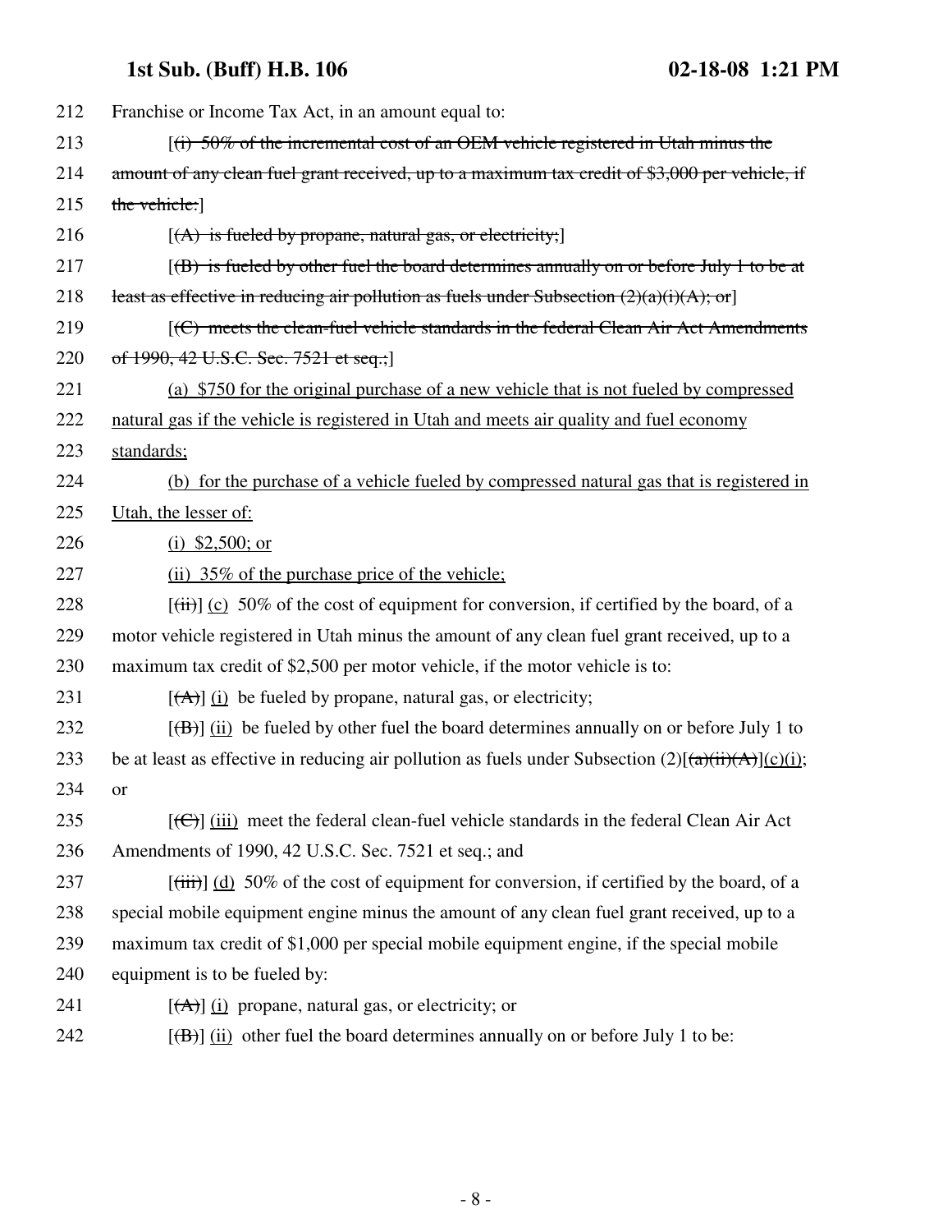212 Franchise or Income Tax Act, in an amount equal to:

213 [~~(i) 50% of the incremental cost of an OEM vehicle registered in Utah minus the~~

214 ~~amount of any clean fuel grant received, up to a maximum tax credit of $3,000 per vehicle, if~~

215 ~~the vehicle:~~]

216 [~~(A) is fueled by propane, natural gas, or electricity;~~]

217 [~~(B) is fueled by other fuel the board determines annually on or before July 1 to be at~~

218 ~~least as effective in reducing air pollution as fuels under Subsection (2)(a)(i)(A); or~~]

219 [~~(C) meets the clean-fuel vehicle standards in the federal Clean Air Act Amendments~~

220 ~~of 1990, 42 U.S.C. Sec. 7521 et seq.;~~]

221 <u>(a) $750 for the original purchase of a new vehicle that is not fueled by compressed</u>

222 <u>natural gas if the vehicle is registered in Utah and meets air quality and fuel economy</u>

223 <u>standards;</u>

224 <u>(b) for the purchase of a vehicle fueled by compressed natural gas that is registered in</u>

225 <u>Utah, the lesser of:</u>

226 <u>(i) $2,500; or</u>

227 <u>(ii) 35% of the purchase price of the vehicle;</u>

228 [~~(ii)~~] <u>(c)</u> 50% of the cost of equipment for conversion, if certified by the board, of a

229 motor vehicle registered in Utah minus the amount of any clean fuel grant received, up to a

230 maximum tax credit of $2,500 per motor vehicle, if the motor vehicle is to:

231 [~~(A)~~] <u>(i)</u> be fueled by propane, natural gas, or electricity;

232 [~~(B)~~] <u>(ii)</u> be fueled by other fuel the board determines annually on or before July 1 to

233 be at least as effective in reducing air pollution as fuels under Subsection (2)[~~(a)(ii)(A)~~]<u>(c)(i)</u>;

234 or

235 [~~(C)~~] <u>(iii)</u> meet the federal clean-fuel vehicle standards in the federal Clean Air Act

236 Amendments of 1990, 42 U.S.C. Sec. 7521 et seq.; and

237 [~~(iii)~~] <u>(d)</u> 50% of the cost of equipment for conversion, if certified by the board, of a

238 special mobile equipment engine minus the amount of any clean fuel grant received, up to a

239 maximum tax credit of $1,000 per special mobile equipment engine, if the special mobile

240 equipment is to be fueled by:

241 [~~(A)~~] <u>(i)</u> propane, natural gas, or electricity; or

242 [~~(B)~~] <u>(ii)</u> other fuel the board determines annually on or before July 1 to be: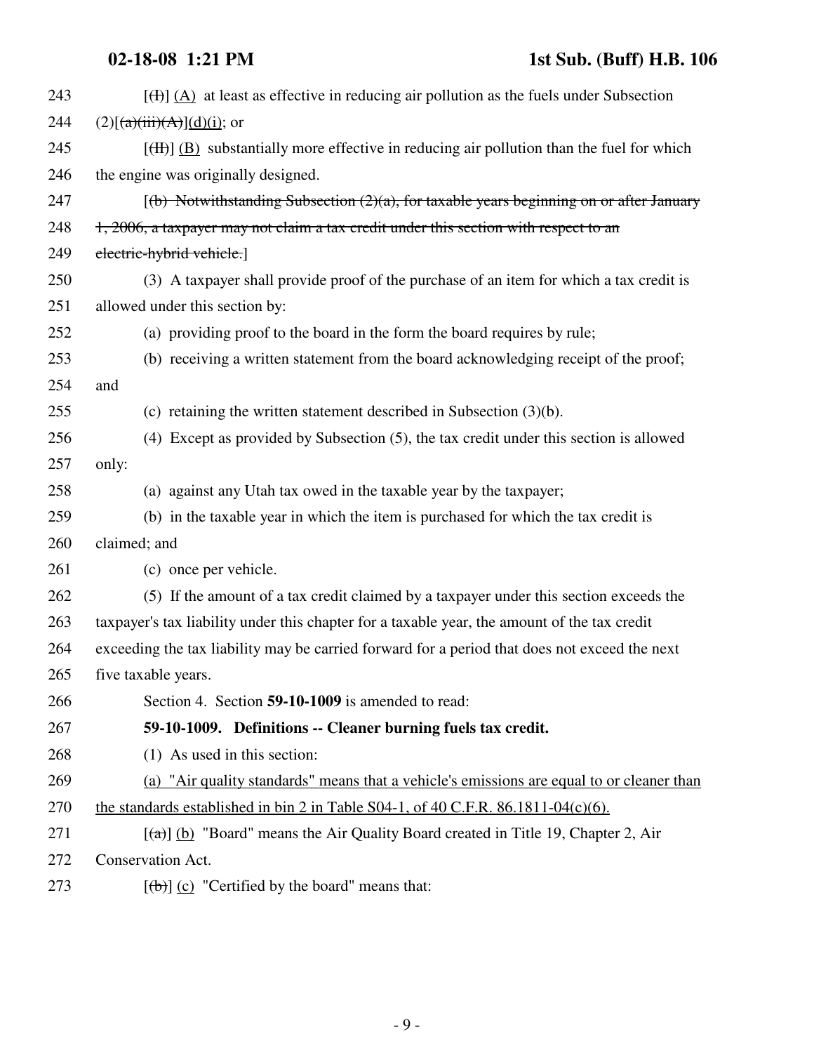243 [(I)] (A) at least as effective in reducing air pollution as the fuels under Subsection

244 (2)[(a)(iii)(A)](d)(i); or

245 [(II)] (B) substantially more effective in reducing air pollution than the fuel for which

246 the engine was originally designed.

247 [(b) Notwithstanding Subsection (2)(a), for taxable years beginning on or after January

248 1, 2006, a taxpayer may not claim a tax credit under this section with respect to an

249 electric-hybrid vehicle.]

250 (3) A taxpayer shall provide proof of the purchase of an item for which a tax credit is

251 allowed under this section by:

252 (a) providing proof to the board in the form the board requires by rule;

253 (b) receiving a written statement from the board acknowledging receipt of the proof;

254 and

255 (c) retaining the written statement described in Subsection (3)(b).

256 (4) Except as provided by Subsection (5), the tax credit under this section is allowed

257 only:

258 (a) against any Utah tax owed in the taxable year by the taxpayer;

259 (b) in the taxable year in which the item is purchased for which the tax credit is

260 claimed; and

261 (c) once per vehicle.

262 (5) If the amount of a tax credit claimed by a taxpayer under this section exceeds the

263 taxpayer's tax liability under this chapter for a taxable year, the amount of the tax credit

264 exceeding the tax liability may be carried forward for a period that does not exceed the next

265 five taxable years.

266 Section 4. Section **59-10-1009** is amended to read:

267 **59-10-1009. Definitions -- Cleaner burning fuels tax credit.**

268 (1) As used in this section:

269 (a) "Air quality standards" means that a vehicle's emissions are equal to or cleaner than

270 the standards established in bin 2 in Table S04-1, of 40 C.F.R. 86.1811-04(c)(6).

271 [(a)] (b) "Board" means the Air Quality Board created in Title 19, Chapter 2, Air

272 Conservation Act.

273 [(b)] (c) "Certified by the board" means that: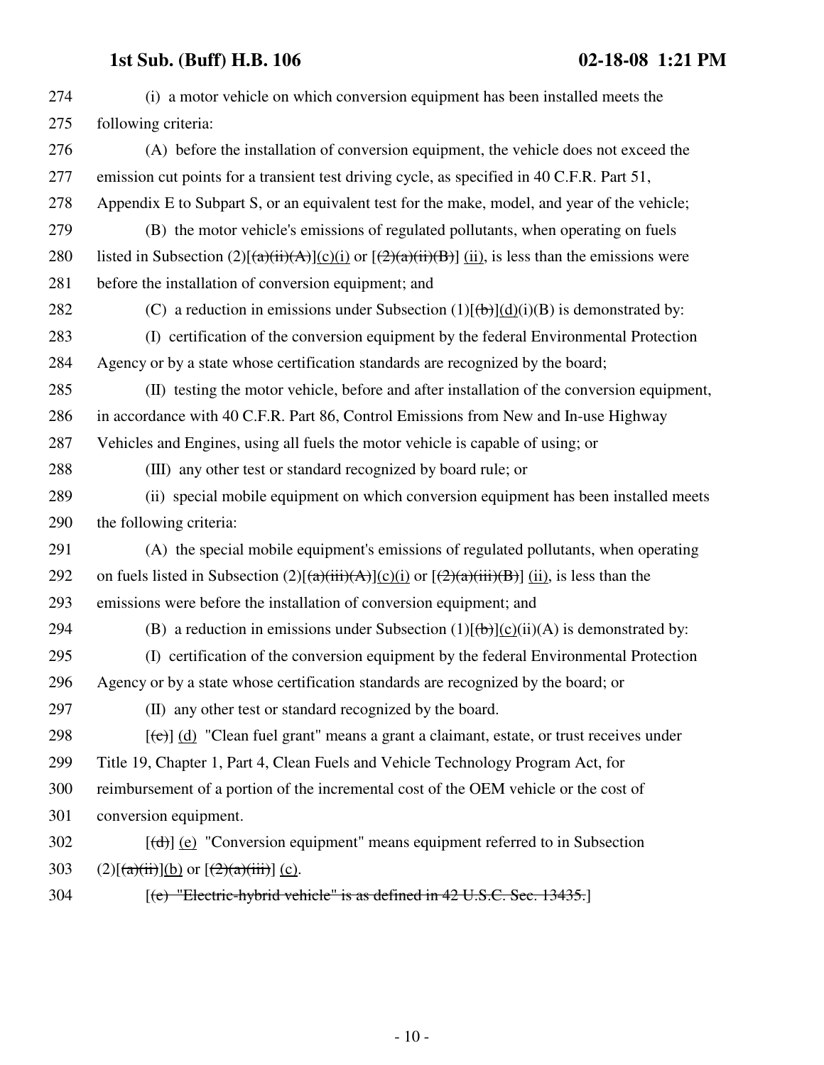274 (i) a motor vehicle on which conversion equipment has been installed meets the
275 following criteria:
276 (A) before the installation of conversion equipment, the vehicle does not exceed the
277 emission cut points for a transient test driving cycle, as specified in 40 C.F.R. Part 51,
278 Appendix E to Subpart S, or an equivalent test for the make, model, and year of the vehicle;
279 (B) the motor vehicle's emissions of regulated pollutants, when operating on fuels
280 listed in Subsection (2)[~~(a)(ii)(A)~~](c)(i) or [~~(2)(a)(ii)(B)~~] (ii), is less than the emissions were
281 before the installation of conversion equipment; and
282 (C) a reduction in emissions under Subsection (1)[~~(b)~~](d)(i)(B) is demonstrated by:
283 (I) certification of the conversion equipment by the federal Environmental Protection
284 Agency or by a state whose certification standards are recognized by the board;
285 (II) testing the motor vehicle, before and after installation of the conversion equipment,
286 in accordance with 40 C.F.R. Part 86, Control Emissions from New and In-use Highway
287 Vehicles and Engines, using all fuels the motor vehicle is capable of using; or
288 (III) any other test or standard recognized by board rule; or
289 (ii) special mobile equipment on which conversion equipment has been installed meets
290 the following criteria:
291 (A) the special mobile equipment's emissions of regulated pollutants, when operating
292 on fuels listed in Subsection (2)[~~(a)(iii)(A)~~](c)(i) or [~~(2)(a)(iii)(B)~~] (ii), is less than the
293 emissions were before the installation of conversion equipment; and
294 (B) a reduction in emissions under Subsection (1)[~~(b)~~](c)(ii)(A) is demonstrated by:
295 (I) certification of the conversion equipment by the federal Environmental Protection
296 Agency or by a state whose certification standards are recognized by the board; or
297 (II) any other test or standard recognized by the board.
298 [~~(c)~~] (d) "Clean fuel grant" means a grant a claimant, estate, or trust receives under
299 Title 19, Chapter 1, Part 4, Clean Fuels and Vehicle Technology Program Act, for
300 reimbursement of a portion of the incremental cost of the OEM vehicle or the cost of
301 conversion equipment.
302 [~~(d)~~] (e) "Conversion equipment" means equipment referred to in Subsection
303 (2)[~~(a)(ii)~~](b) or [~~(2)(a)(iii)~~] (c).
304 [~~(e) "Electric-hybrid vehicle" is as defined in 42 U.S.C. Sec. 13435.~~]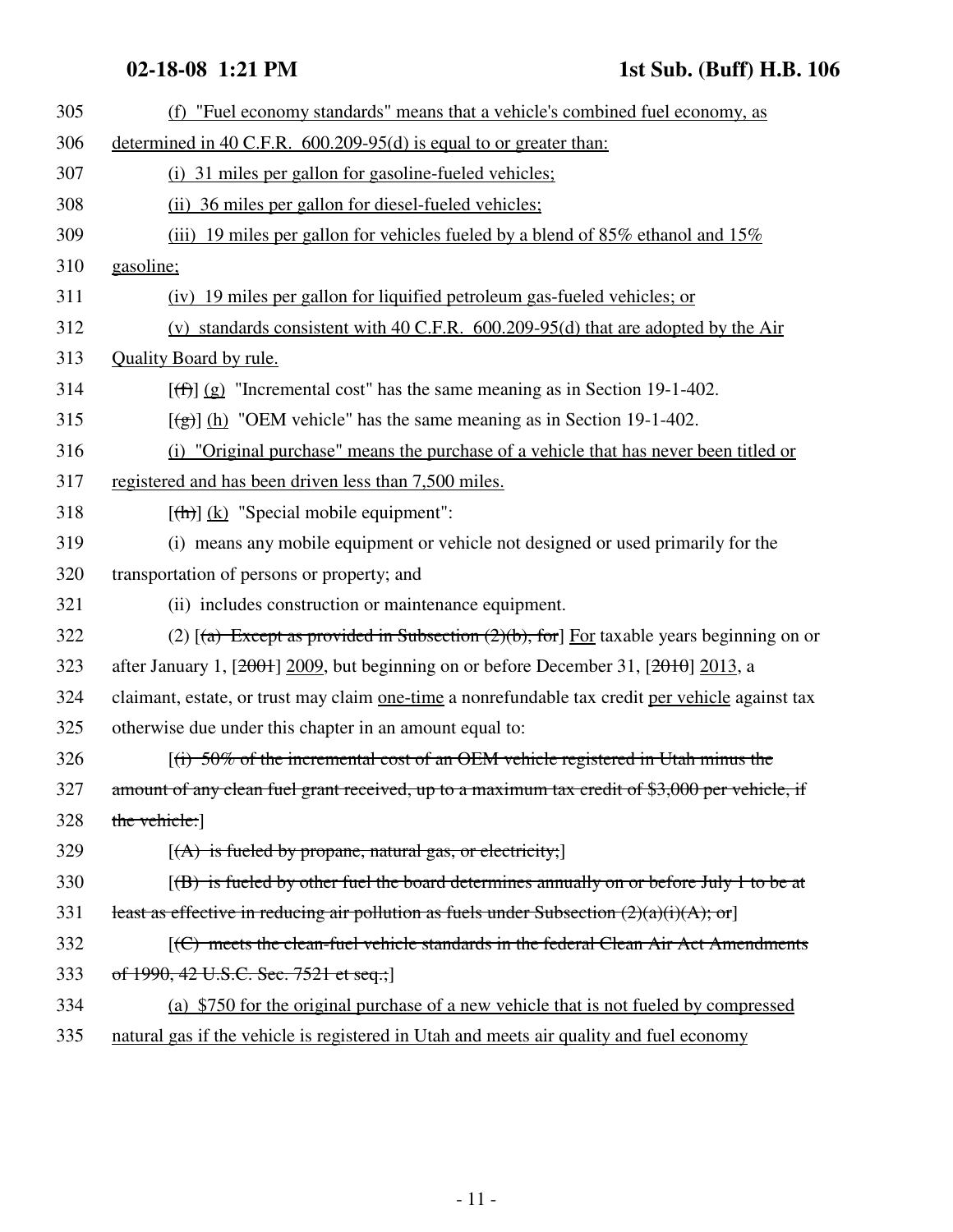305 (f) "Fuel economy standards" means that a vehicle's combined fuel economy, as

306 determined in 40 C.F.R. 600.209-95(d) is equal to or greater than:

307 (i) 31 miles per gallon for gasoline-fueled vehicles;

308 (ii) 36 miles per gallon for diesel-fueled vehicles;

309 (iii) 19 miles per gallon for vehicles fueled by a blend of 85% ethanol and 15%

310 gasoline;

311 (iv) 19 miles per gallon for liquified petroleum gas-fueled vehicles; or

312 (v) standards consistent with 40 C.F.R. 600.209-95(d) that are adopted by the Air

313 Quality Board by rule.

314 [~~(f)~~] (g) "Incremental cost" has the same meaning as in Section 19-1-402.

315 [~~(g)~~] (h) "OEM vehicle" has the same meaning as in Section 19-1-402.

316 (i) "Original purchase" means the purchase of a vehicle that has never been titled or

317 registered and has been driven less than 7,500 miles.

318 [~~(h)~~] (k) "Special mobile equipment":

319 (i) means any mobile equipment or vehicle not designed or used primarily for the

320 transportation of persons or property; and

321 (ii) includes construction or maintenance equipment.

322 (2) [~~(a) Except as provided in Subsection (2)(b), for~~] For taxable years beginning on or

323 after January 1, [~~2001~~] 2009, but beginning on or before December 31, [~~2010~~] 2013, a

324 claimant, estate, or trust may claim one-time a nonrefundable tax credit per vehicle against tax

325 otherwise due under this chapter in an amount equal to:

326 [~~(i) 50% of the incremental cost of an OEM vehicle registered in Utah minus the~~

327 ~~amount of any clean fuel grant received, up to a maximum tax credit of $3,000 per vehicle, if~~

328 ~~the vehicle:~~]

329 [~~(A) is fueled by propane, natural gas, or electricity;~~]

330 [~~(B) is fueled by other fuel the board determines annually on or before July 1 to be at~~

331 ~~least as effective in reducing air pollution as fuels under Subsection (2)(a)(i)(A); or~~]

332 [~~(C) meets the clean-fuel vehicle standards in the federal Clean Air Act Amendments~~

333 ~~of 1990, 42 U.S.C. Sec. 7521 et seq.;~~]

334 (a) $750 for the original purchase of a new vehicle that is not fueled by compressed

335 natural gas if the vehicle is registered in Utah and meets air quality and fuel economy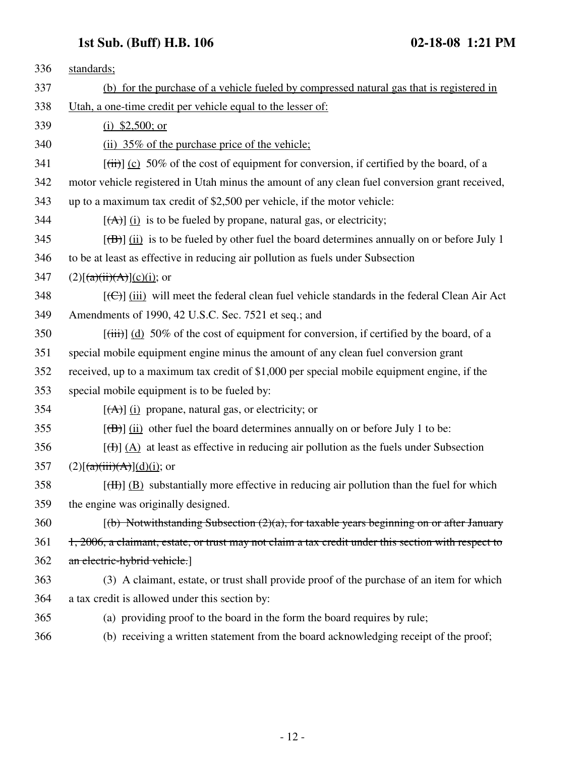336 standards;

337 (b) for the purchase of a vehicle fueled by compressed natural gas that is registered in

338 Utah, a one-time credit per vehicle equal to the lesser of:

339 (i) $2,500; or

340 (ii) 35% of the purchase price of the vehicle;

341 [(ii)] (c) 50% of the cost of equipment for conversion, if certified by the board, of a

342 motor vehicle registered in Utah minus the amount of any clean fuel conversion grant received,

343 up to a maximum tax credit of $2,500 per vehicle, if the motor vehicle:

344 [(A)] (i) is to be fueled by propane, natural gas, or electricity;

345 [(B)] (ii) is to be fueled by other fuel the board determines annually on or before July 1

346 to be at least as effective in reducing air pollution as fuels under Subsection

347 (2)[(a)(ii)(A)](c)(i); or

348 [(C)] (iii) will meet the federal clean fuel vehicle standards in the federal Clean Air Act

349 Amendments of 1990, 42 U.S.C. Sec. 7521 et seq.; and

350 [(iii)] (d) 50% of the cost of equipment for conversion, if certified by the board, of a

351 special mobile equipment engine minus the amount of any clean fuel conversion grant

352 received, up to a maximum tax credit of $1,000 per special mobile equipment engine, if the

353 special mobile equipment is to be fueled by:

354 [(A)] (i) propane, natural gas, or electricity; or

355 [(B)] (ii) other fuel the board determines annually on or before July 1 to be:

356 [(I)] (A) at least as effective in reducing air pollution as the fuels under Subsection

357 (2)[(a)(iii)(A)](d)(i); or

358 [(II)] (B) substantially more effective in reducing air pollution than the fuel for which

359 the engine was originally designed.

360 [(b) Notwithstanding Subsection (2)(a), for taxable years beginning on or after January

361 1, 2006, a claimant, estate, or trust may not claim a tax credit under this section with respect to

362 an electric-hybrid vehicle.]

363 (3) A claimant, estate, or trust shall provide proof of the purchase of an item for which

364 a tax credit is allowed under this section by:

365 (a) providing proof to the board in the form the board requires by rule;

366 (b) receiving a written statement from the board acknowledging receipt of the proof;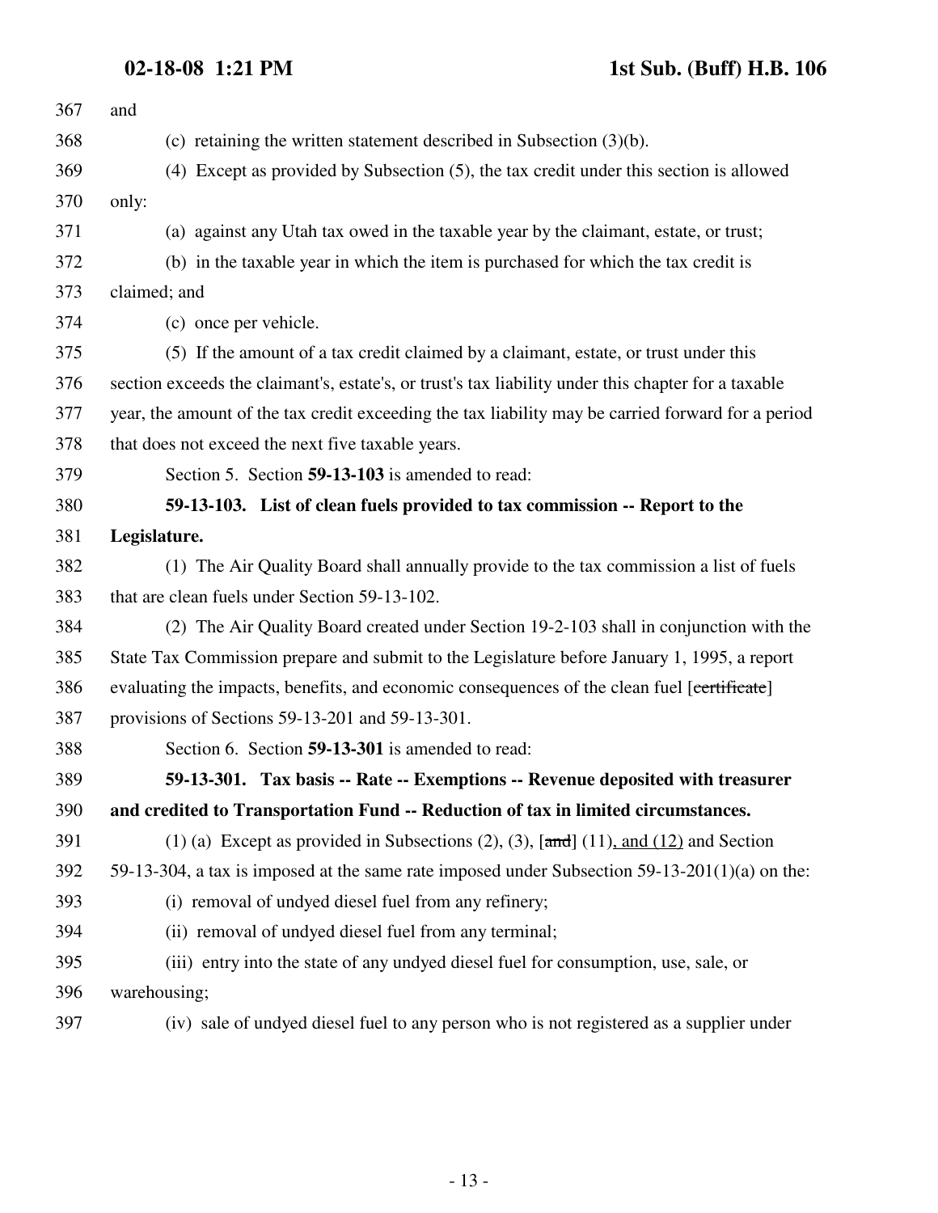367 and

368 (c) retaining the written statement described in Subsection (3)(b).

369 (4) Except as provided by Subsection (5), the tax credit under this section is allowed

370 only:

371 (a) against any Utah tax owed in the taxable year by the claimant, estate, or trust;

372 (b) in the taxable year in which the item is purchased for which the tax credit is

373 claimed; and

374 (c) once per vehicle.

375 (5) If the amount of a tax credit claimed by a claimant, estate, or trust under this

376 section exceeds the claimant's, estate's, or trust's tax liability under this chapter for a taxable

377 year, the amount of the tax credit exceeding the tax liability may be carried forward for a period

378 that does not exceed the next five taxable years.

379 Section 5. Section **59-13-103** is amended to read:

380 **59-13-103. List of clean fuels provided to tax commission -- Report to the**

381 **Legislature.**

382 (1) The Air Quality Board shall annually provide to the tax commission a list of fuels

383 that are clean fuels under Section 59-13-102.

384 (2) The Air Quality Board created under Section 19-2-103 shall in conjunction with the

385 State Tax Commission prepare and submit to the Legislature before January 1, 1995, a report

386 evaluating the impacts, benefits, and economic consequences of the clean fuel [~~certificate~~]

387 provisions of Sections 59-13-201 and 59-13-301.

388 Section 6. Section **59-13-301** is amended to read:

389 **59-13-301. Tax basis -- Rate -- Exemptions -- Revenue deposited with treasurer**

390 **and credited to Transportation Fund -- Reduction of tax in limited circumstances.**

391 (1) (a) Except as provided in Subsections (2), (3), [~~and~~] (11)<u>, and (12)</u> and Section

392 59-13-304, a tax is imposed at the same rate imposed under Subsection 59-13-201(1)(a) on the:

393 (i) removal of undyed diesel fuel from any refinery;

394 (ii) removal of undyed diesel fuel from any terminal;

395 (iii) entry into the state of any undyed diesel fuel for consumption, use, sale, or

396 warehousing;

397 (iv) sale of undyed diesel fuel to any person who is not registered as a supplier under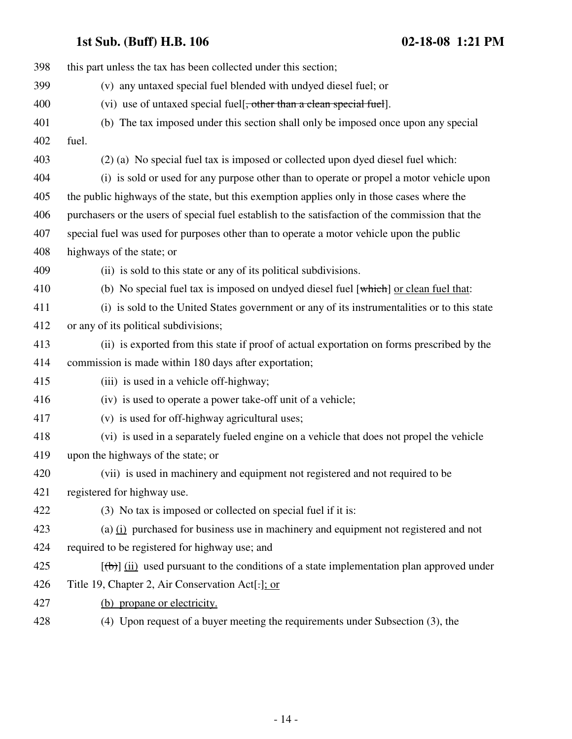398 this part unless the tax has been collected under this section;

399 (v) any untaxed special fuel blended with undyed diesel fuel; or

400 (vi) use of untaxed special fuel[~~, other than a clean special fuel~~].

401 (b) The tax imposed under this section shall only be imposed once upon any special

402 fuel.

403 (2) (a) No special fuel tax is imposed or collected upon dyed diesel fuel which:

404 (i) is sold or used for any purpose other than to operate or propel a motor vehicle upon

405 the public highways of the state, but this exemption applies only in those cases where the

406 purchasers or the users of special fuel establish to the satisfaction of the commission that the

407 special fuel was used for purposes other than to operate a motor vehicle upon the public

408 highways of the state; or

409 (ii) is sold to this state or any of its political subdivisions.

410 (b) No special fuel tax is imposed on undyed diesel fuel [~~which~~] <u>or clean fuel that</u>:

411 (i) is sold to the United States government or any of its instrumentalities or to this state

412 or any of its political subdivisions;

413 (ii) is exported from this state if proof of actual exportation on forms prescribed by the

414 commission is made within 180 days after exportation;

415 (iii) is used in a vehicle off-highway;

416 (iv) is used to operate a power take-off unit of a vehicle;

417 (v) is used for off-highway agricultural uses;

418 (vi) is used in a separately fueled engine on a vehicle that does not propel the vehicle

419 upon the highways of the state; or

420 (vii) is used in machinery and equipment not registered and not required to be

421 registered for highway use.

422 (3) No tax is imposed or collected on special fuel if it is:

423 (a) <u>(i)</u> purchased for business use in machinery and equipment not registered and not

424 required to be registered for highway use; and

425 [~~(b)~~] <u>(ii)</u> used pursuant to the conditions of a state implementation plan approved under

426 Title 19, Chapter 2, Air Conservation Act[~~.~~]<u>; or</u>

427 <u>(b) propane or electricity.</u>

428 (4) Upon request of a buyer meeting the requirements under Subsection (3), the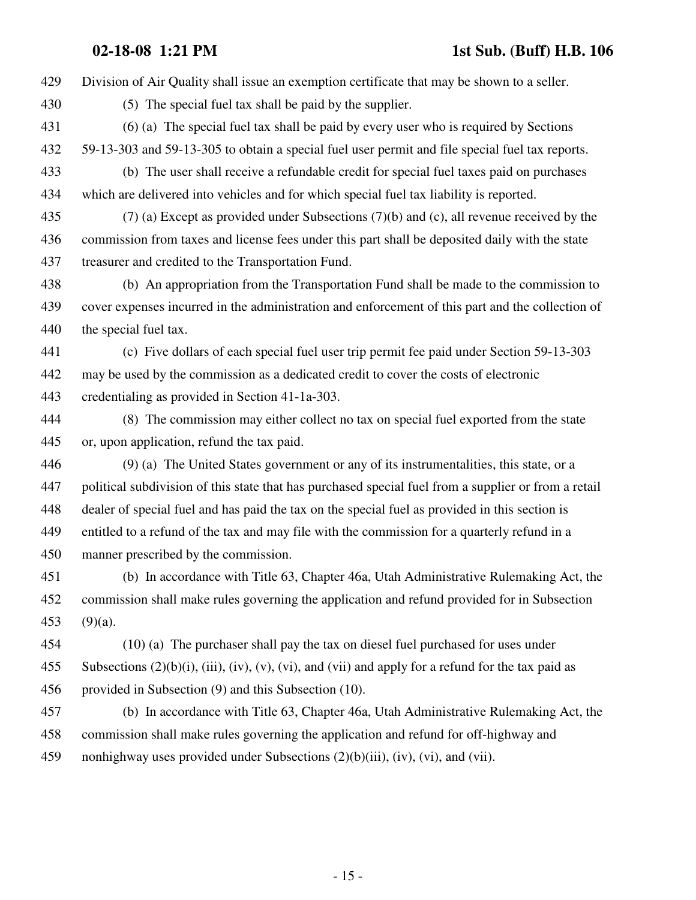Division of Air Quality shall issue an exemption certificate that may be shown to a seller.

(5) The special fuel tax shall be paid by the supplier.

(6) (a) The special fuel tax shall be paid by every user who is required by Sections 59-13-303 and 59-13-305 to obtain a special fuel user permit and file special fuel tax reports.

(b) The user shall receive a refundable credit for special fuel taxes paid on purchases which are delivered into vehicles and for which special fuel tax liability is reported.

(7) (a) Except as provided under Subsections (7)(b) and (c), all revenue received by the commission from taxes and license fees under this part shall be deposited daily with the state treasurer and credited to the Transportation Fund.

(b) An appropriation from the Transportation Fund shall be made to the commission to cover expenses incurred in the administration and enforcement of this part and the collection of the special fuel tax.

(c) Five dollars of each special fuel user trip permit fee paid under Section 59-13-303 may be used by the commission as a dedicated credit to cover the costs of electronic credentialing as provided in Section 41-1a-303.

(8) The commission may either collect no tax on special fuel exported from the state or, upon application, refund the tax paid.

(9) (a) The United States government or any of its instrumentalities, this state, or a political subdivision of this state that has purchased special fuel from a supplier or from a retail dealer of special fuel and has paid the tax on the special fuel as provided in this section is entitled to a refund of the tax and may file with the commission for a quarterly refund in a manner prescribed by the commission.

(b) In accordance with Title 63, Chapter 46a, Utah Administrative Rulemaking Act, the commission shall make rules governing the application and refund provided for in Subsection (9)(a).

(10) (a) The purchaser shall pay the tax on diesel fuel purchased for uses under Subsections (2)(b)(i), (iii), (iv), (v), (vi), and (vii) and apply for a refund for the tax paid as provided in Subsection (9) and this Subsection (10).

(b) In accordance with Title 63, Chapter 46a, Utah Administrative Rulemaking Act, the commission shall make rules governing the application and refund for off-highway and nonhighway uses provided under Subsections (2)(b)(iii), (iv), (vi), and (vii).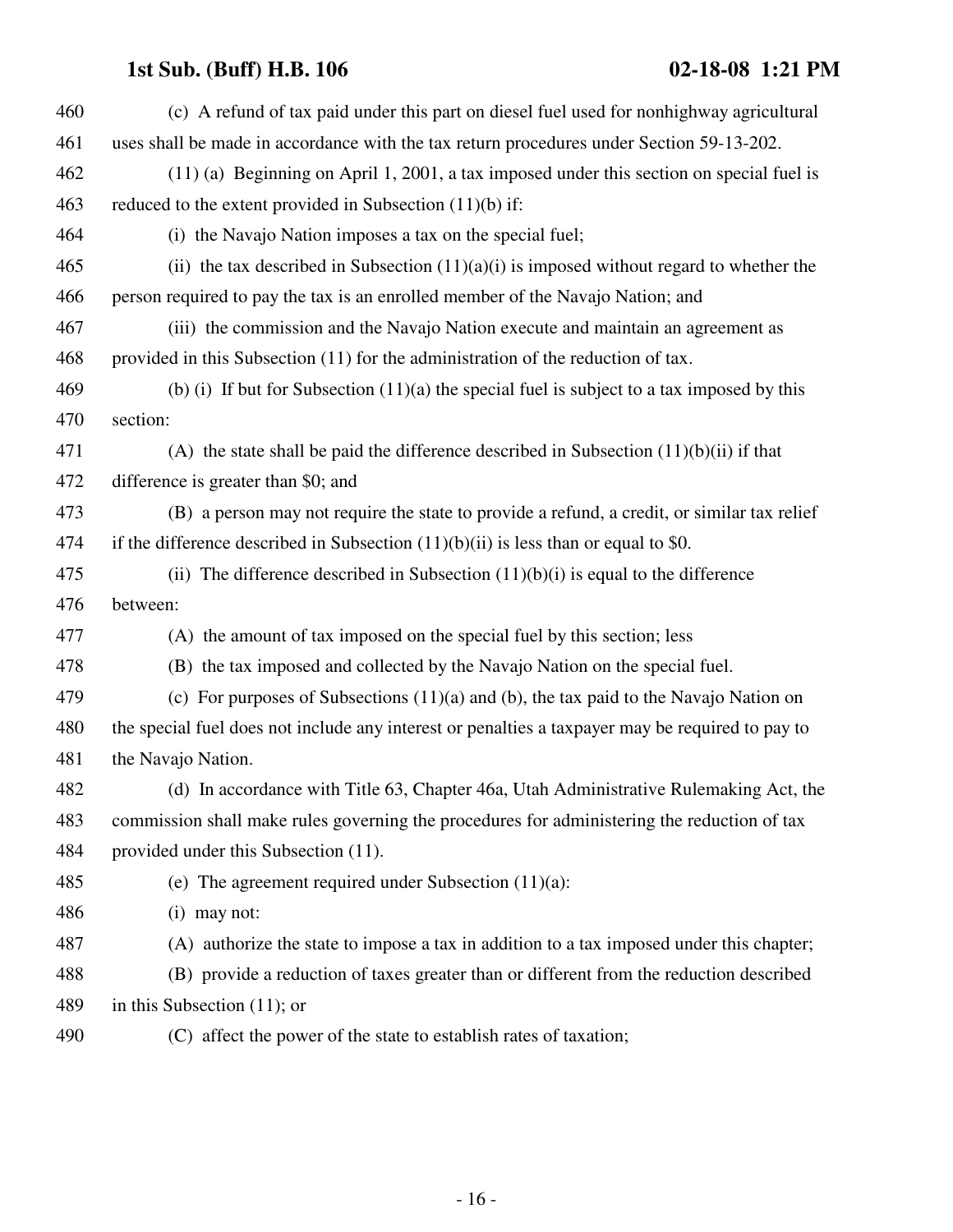(c) A refund of tax paid under this part on diesel fuel used for nonhighway agricultural uses shall be made in accordance with the tax return procedures under Section 59-13-202.

(11) (a) Beginning on April 1, 2001, a tax imposed under this section on special fuel is reduced to the extent provided in Subsection (11)(b) if:

(i) the Navajo Nation imposes a tax on the special fuel;

(ii) the tax described in Subsection (11)(a)(i) is imposed without regard to whether the person required to pay the tax is an enrolled member of the Navajo Nation; and

(iii) the commission and the Navajo Nation execute and maintain an agreement as provided in this Subsection (11) for the administration of the reduction of tax.

(b) (i) If but for Subsection (11)(a) the special fuel is subject to a tax imposed by this section:

(A) the state shall be paid the difference described in Subsection (11)(b)(ii) if that difference is greater than $0; and

(B) a person may not require the state to provide a refund, a credit, or similar tax relief if the difference described in Subsection (11)(b)(ii) is less than or equal to $0.

(ii) The difference described in Subsection (11)(b)(i) is equal to the difference between:

(A) the amount of tax imposed on the special fuel by this section; less

(B) the tax imposed and collected by the Navajo Nation on the special fuel.

(c) For purposes of Subsections (11)(a) and (b), the tax paid to the Navajo Nation on the special fuel does not include any interest or penalties a taxpayer may be required to pay to the Navajo Nation.

(d) In accordance with Title 63, Chapter 46a, Utah Administrative Rulemaking Act, the commission shall make rules governing the procedures for administering the reduction of tax provided under this Subsection (11).

(e) The agreement required under Subsection (11)(a):

(i) may not:

(A) authorize the state to impose a tax in addition to a tax imposed under this chapter;

(B) provide a reduction of taxes greater than or different from the reduction described in this Subsection (11); or

(C) affect the power of the state to establish rates of taxation;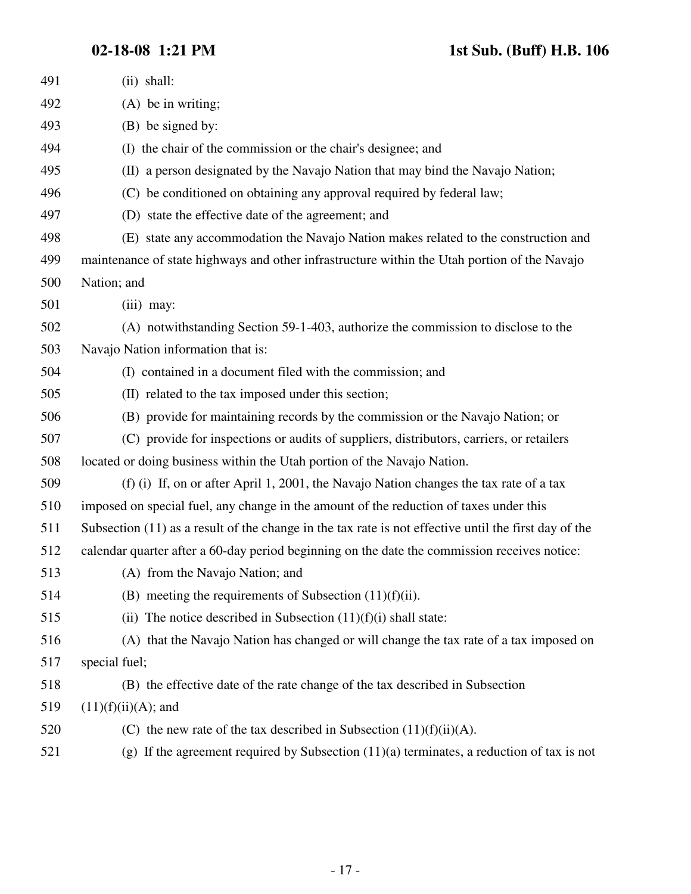(ii) shall:

(A) be in writing;

(B) be signed by:

(I) the chair of the commission or the chair's designee; and

(II) a person designated by the Navajo Nation that may bind the Navajo Nation;

(C) be conditioned on obtaining any approval required by federal law;

(D) state the effective date of the agreement; and

(E) state any accommodation the Navajo Nation makes related to the construction and maintenance of state highways and other infrastructure within the Utah portion of the Navajo Nation; and

(iii) may:

(A) notwithstanding Section 59-1-403, authorize the commission to disclose to the Navajo Nation information that is:

(I) contained in a document filed with the commission; and

(II) related to the tax imposed under this section;

(B) provide for maintaining records by the commission or the Navajo Nation; or

(C) provide for inspections or audits of suppliers, distributors, carriers, or retailers located or doing business within the Utah portion of the Navajo Nation.

(f) (i) If, on or after April 1, 2001, the Navajo Nation changes the tax rate of a tax imposed on special fuel, any change in the amount of the reduction of taxes under this Subsection (11) as a result of the change in the tax rate is not effective until the first day of the calendar quarter after a 60-day period beginning on the date the commission receives notice:

(A) from the Navajo Nation; and

(B) meeting the requirements of Subsection (11)(f)(ii).

(ii) The notice described in Subsection (11)(f)(i) shall state:

(A) that the Navajo Nation has changed or will change the tax rate of a tax imposed on special fuel;

(B) the effective date of the rate change of the tax described in Subsection (11)(f)(ii)(A); and

(C) the new rate of the tax described in Subsection (11)(f)(ii)(A).

(g) If the agreement required by Subsection (11)(a) terminates, a reduction of tax is not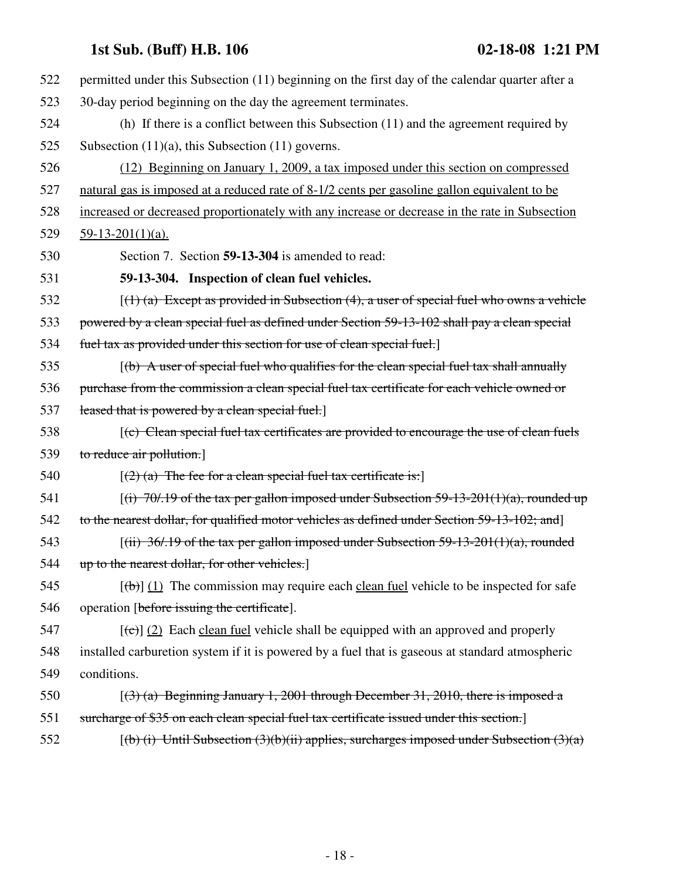522 permitted under this Subsection (11) beginning on the first day of the calendar quarter after a
523 30-day period beginning on the day the agreement terminates.

524 (h) If there is a conflict between this Subsection (11) and the agreement required by
525 Subsection (11)(a), this Subsection (11) governs.

526 <u>(12) Beginning on January 1, 2009, a tax imposed under this section on compressed</u>
527 <u>natural gas is imposed at a reduced rate of 8-1/2 cents per gasoline gallon equivalent to be</u>
528 <u>increased or decreased proportionately with any increase or decrease in the rate in Subsection</u>
529 <u>59-13-201(1)(a).</u>

530 Section 7. Section **59-13-304** is amended to read:

531 **59-13-304. Inspection of clean fuel vehicles.**

532 [~~(1) (a) Except as provided in Subsection (4), a user of special fuel who owns a vehicle~~
533 ~~powered by a clean special fuel as defined under Section 59-13-102 shall pay a clean special~~
534 ~~fuel tax as provided under this section for use of clean special fuel.~~]

535 [~~(b) A user of special fuel who qualifies for the clean special fuel tax shall annually~~
536 ~~purchase from the commission a clean special fuel tax certificate for each vehicle owned or~~
537 ~~leased that is powered by a clean special fuel.~~]

538 [~~(c) Clean special fuel tax certificates are provided to encourage the use of clean fuels~~
539 ~~to reduce air pollution.~~]

540 [~~(2) (a) The fee for a clean special fuel tax certificate is:~~]

541 [~~(i) 70/.19 of the tax per gallon imposed under Subsection 59-13-201(1)(a), rounded up~~
542 ~~to the nearest dollar, for qualified motor vehicles as defined under Section 59-13-102; and~~]

543 [~~(ii) 36/.19 of the tax per gallon imposed under Subsection 59-13-201(1)(a), rounded~~
544 ~~up to the nearest dollar, for other vehicles.~~]

545 [~~(b)~~] <u>(1)</u> The commission may require each <u>clean fuel</u> vehicle to be inspected for safe
546 operation [~~before issuing the certificate~~].

547 [~~(c)~~] <u>(2)</u> Each <u>clean fuel</u> vehicle shall be equipped with an approved and properly
548 installed carburetion system if it is powered by a fuel that is gaseous at standard atmospheric
549 conditions.

550 [~~(3) (a) Beginning January 1, 2001 through December 31, 2010, there is imposed a~~
551 ~~surcharge of $35 on each clean special fuel tax certificate issued under this section.~~]

552 [~~(b) (i) Until Subsection (3)(b)(ii) applies, surcharges imposed under Subsection (3)(a)~~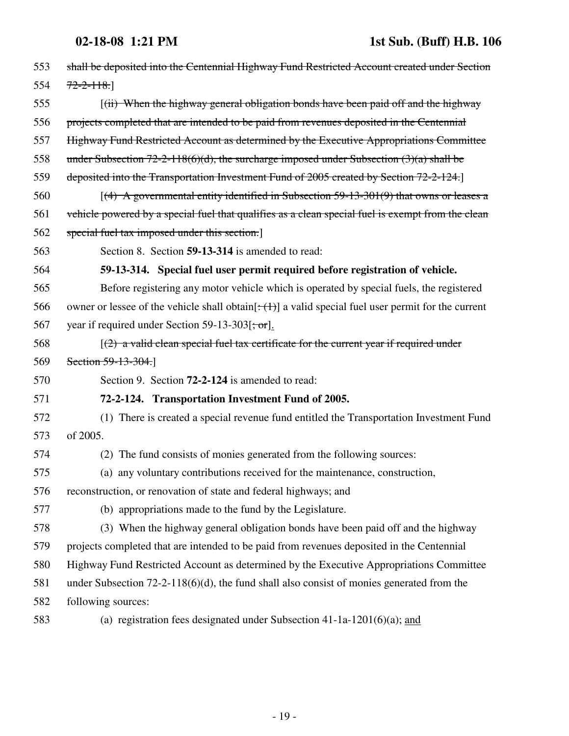553 ~~shall be deposited into the Centennial Highway Fund Restricted Account created under Section~~

554 ~~72-2-118.~~]

555 [~~(ii) When the highway general obligation bonds have been paid off and the highway~~

556 ~~projects completed that are intended to be paid from revenues deposited in the Centennial~~

557 ~~Highway Fund Restricted Account as determined by the Executive Appropriations Committee~~

558 ~~under Subsection 72-2-118(6)(d), the surcharge imposed under Subsection (3)(a) shall be~~

559 ~~deposited into the Transportation Investment Fund of 2005 created by Section 72-2-124.~~]

560 [~~(4) A governmental entity identified in Subsection 59-13-301(9) that owns or leases a~~

561 ~~vehicle powered by a special fuel that qualifies as a clean special fuel is exempt from the clean~~

562 ~~special fuel tax imposed under this section.~~]

563 Section 8. Section **59-13-314** is amended to read:

564 **59-13-314. Special fuel user permit required before registration of vehicle.**

565 Before registering any motor vehicle which is operated by special fuels, the registered

566 owner or lessee of the vehicle shall obtain[~~: (1)~~] a valid special fuel user permit for the current

567 year if required under Section 59-13-303[~~; or~~].

568 [~~(2) a valid clean special fuel tax certificate for the current year if required under~~

569 ~~Section 59-13-304.~~]

570 Section 9. Section **72-2-124** is amended to read:

571 **72-2-124. Transportation Investment Fund of 2005.**

572 (1) There is created a special revenue fund entitled the Transportation Investment Fund

573 of 2005.

574 (2) The fund consists of monies generated from the following sources:

575 (a) any voluntary contributions received for the maintenance, construction,

576 reconstruction, or renovation of state and federal highways; and

577 (b) appropriations made to the fund by the Legislature.

578 (3) When the highway general obligation bonds have been paid off and the highway

579 projects completed that are intended to be paid from revenues deposited in the Centennial

580 Highway Fund Restricted Account as determined by the Executive Appropriations Committee

581 under Subsection 72-2-118(6)(d), the fund shall also consist of monies generated from the

582 following sources:

583 (a) registration fees designated under Subsection 41-1a-1201(6)(a); <u>and</u>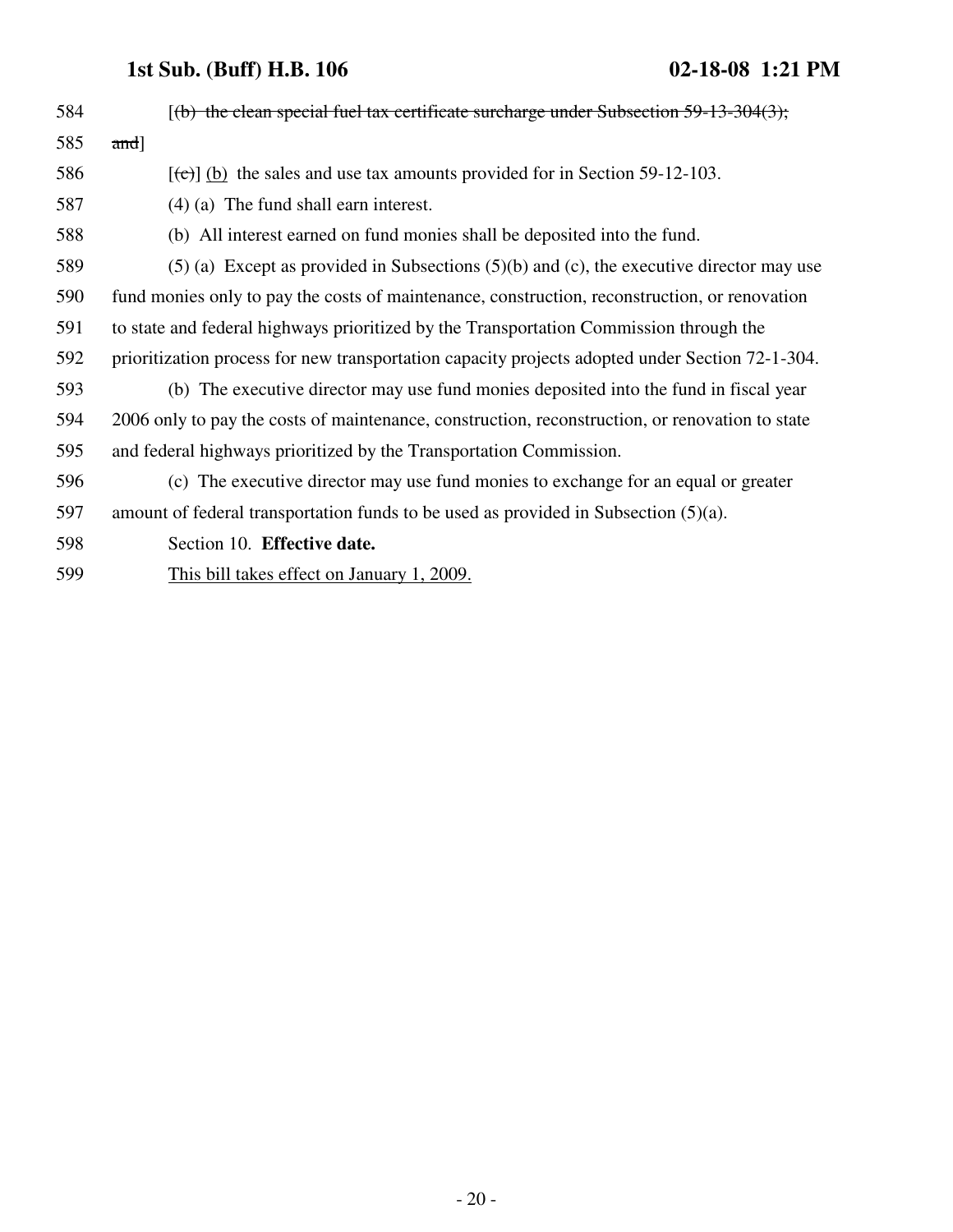584 [~~(b) the clean special fuel tax certificate surcharge under Subsection 59-13-304(3);~~

585 ~~and~~]

586 [~~(c)~~] <u>(b)</u> the sales and use tax amounts provided for in Section 59-12-103.

587 (4) (a) The fund shall earn interest.

588 (b) All interest earned on fund monies shall be deposited into the fund.

589 (5) (a) Except as provided in Subsections (5)(b) and (c), the executive director may use

590 fund monies only to pay the costs of maintenance, construction, reconstruction, or renovation

591 to state and federal highways prioritized by the Transportation Commission through the

592 prioritization process for new transportation capacity projects adopted under Section 72-1-304.

593 (b) The executive director may use fund monies deposited into the fund in fiscal year

594 2006 only to pay the costs of maintenance, construction, reconstruction, or renovation to state

595 and federal highways prioritized by the Transportation Commission.

596 (c) The executive director may use fund monies to exchange for an equal or greater

597 amount of federal transportation funds to be used as provided in Subsection (5)(a).

598 Section 10. **Effective date.**

599 <u>This bill takes effect on January 1, 2009.</u>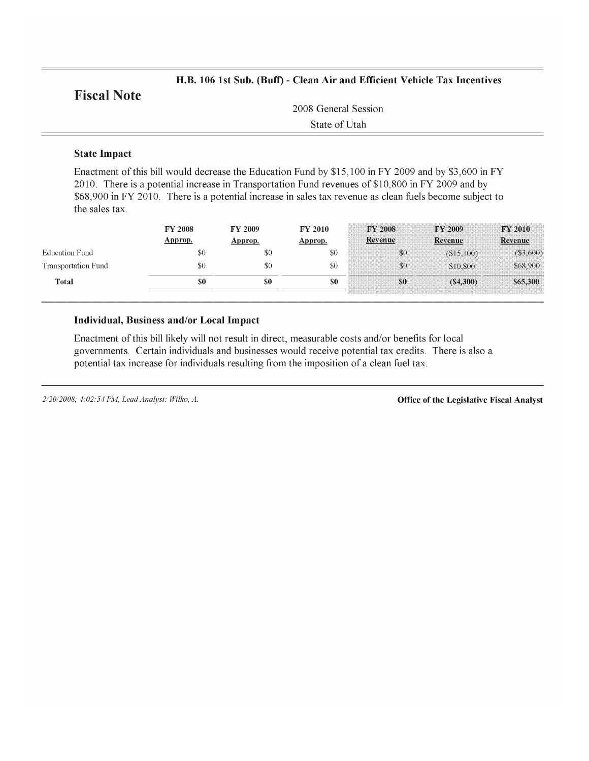## H.B. 106 1st Sub. (Buff) - Clean Air and Efficient Vehicle Tax Incentives

# Fiscal Note

2008 General Session

State of Utah

### State Impact

Enactment of this bill would decrease the Education Fund by $15,100 in FY 2009 and by $3,600 in FY 2010. There is a potential increase in Transportation Fund revenues of $10,800 in FY 2009 and by $68,900 in FY 2010. There is a potential increase in sales tax revenue as clean fuels become subject to the sales tax.

| | FY 2008 Approp. | FY 2009 Approp. | FY 2010 Approp. | FY 2008 Revenue | FY 2009 Revenue | FY 2010 Revenue |
|---|---|---|---|---|---|---|
| Education Fund | $0 | $0 | $0 | $0 | ($15,100) | ($3,600) |
| Transportation Fund | $0 | $0 | $0 | $0 | $10,800 | $68,900 |
| **Total** | **$0** | **$0** | **$0** | **$0** | **($4,300)** | **$65,300** |

### Individual, Business and/or Local Impact

Enactment of this bill likely will not result in direct, measurable costs and/or benefits for local governments. Certain individuals and businesses would receive potential tax credits. There is also a potential tax increase for individuals resulting from the imposition of a clean fuel tax.

*2/20/2008, 4:02:54 PM, Lead Analyst: Wilko, A.*

**Office of the Legislative Fiscal Analyst**